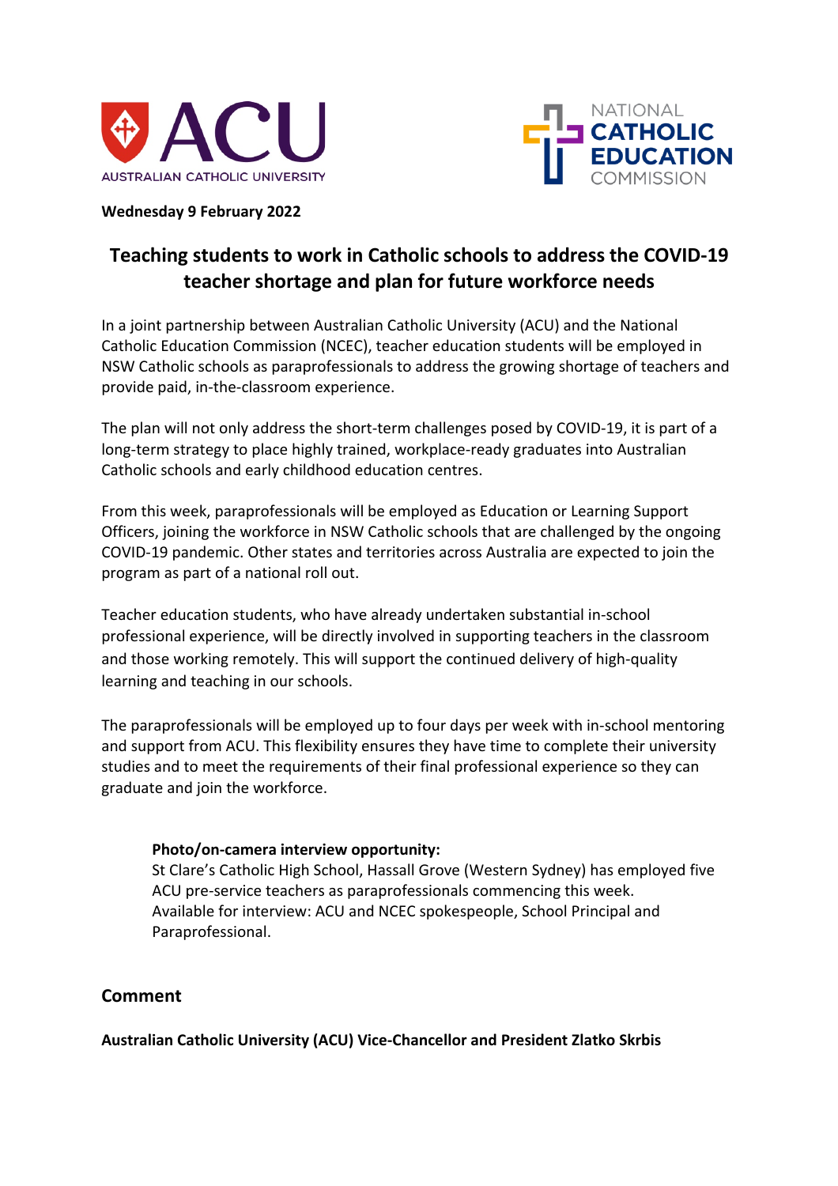AUSTRALIAN CATHOLIC UNIVERSITY

NATIONAL CATHOLIC EDUCATION COMMISSION

**Wednesday 9 February 2022**

# Teaching students to work in Catholic schools to address the COVID-19 teacher shortage and plan for future workforce needs

In a joint partnership between Australian Catholic University (ACU) and the National Catholic Education Commission (NCEC), teacher education students will be employed in NSW Catholic schools as paraprofessionals to address the growing shortage of teachers and provide paid, in-the-classroom experience.

The plan will not only address the short-term challenges posed by COVID-19, it is part of a long-term strategy to place highly trained, workplace-ready graduates into Australian Catholic schools and early childhood education centres.

From this week, paraprofessionals will be employed as Education or Learning Support Officers, joining the workforce in NSW Catholic schools that are challenged by the ongoing COVID-19 pandemic. Other states and territories across Australia are expected to join the program as part of a national roll out.

Teacher education students, who have already undertaken substantial in-school professional experience, will be directly involved in supporting teachers in the classroom and those working remotely. This will support the continued delivery of high-quality learning and teaching in our schools.

The paraprofessionals will be employed up to four days per week with in-school mentoring and support from ACU. This flexibility ensures they have time to complete their university studies and to meet the requirements of their final professional experience so they can graduate and join the workforce.

> **Photo/on-camera interview opportunity:**
> St Clare's Catholic High School, Hassall Grove (Western Sydney) has employed five ACU pre-service teachers as paraprofessionals commencing this week.
> Available for interview: ACU and NCEC spokespeople, School Principal and Paraprofessional.

## Comment

**Australian Catholic University (ACU) Vice-Chancellor and President Zlatko Skrbis**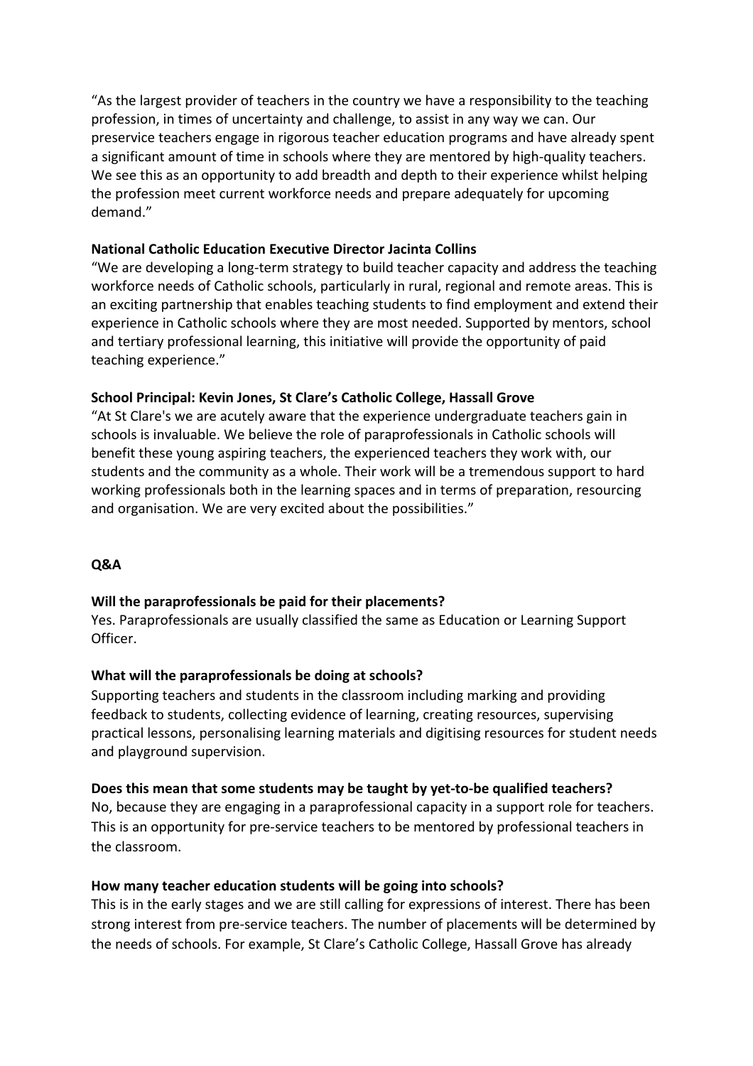"As the largest provider of teachers in the country we have a responsibility to the teaching profession, in times of uncertainty and challenge, to assist in any way we can. Our preservice teachers engage in rigorous teacher education programs and have already spent a significant amount of time in schools where they are mentored by high-quality teachers. We see this as an opportunity to add breadth and depth to their experience whilst helping the profession meet current workforce needs and prepare adequately for upcoming demand."

**National Catholic Education Executive Director Jacinta Collins**

"We are developing a long-term strategy to build teacher capacity and address the teaching workforce needs of Catholic schools, particularly in rural, regional and remote areas. This is an exciting partnership that enables teaching students to find employment and extend their experience in Catholic schools where they are most needed. Supported by mentors, school and tertiary professional learning, this initiative will provide the opportunity of paid teaching experience."

**School Principal: Kevin Jones, St Clare's Catholic College, Hassall Grove**

"At St Clare's we are acutely aware that the experience undergraduate teachers gain in schools is invaluable. We believe the role of paraprofessionals in Catholic schools will benefit these young aspiring teachers, the experienced teachers they work with, our students and the community as a whole. Their work will be a tremendous support to hard working professionals both in the learning spaces and in terms of preparation, resourcing and organisation. We are very excited about the possibilities."

**Q&A**

**Will the paraprofessionals be paid for their placements?**

Yes. Paraprofessionals are usually classified the same as Education or Learning Support Officer.

**What will the paraprofessionals be doing at schools?**

Supporting teachers and students in the classroom including marking and providing feedback to students, collecting evidence of learning, creating resources, supervising practical lessons, personalising learning materials and digitising resources for student needs and playground supervision.

**Does this mean that some students may be taught by yet-to-be qualified teachers?**

No, because they are engaging in a paraprofessional capacity in a support role for teachers. This is an opportunity for pre-service teachers to be mentored by professional teachers in the classroom.

**How many teacher education students will be going into schools?**

This is in the early stages and we are still calling for expressions of interest. There has been strong interest from pre-service teachers. The number of placements will be determined by the needs of schools. For example, St Clare's Catholic College, Hassall Grove has already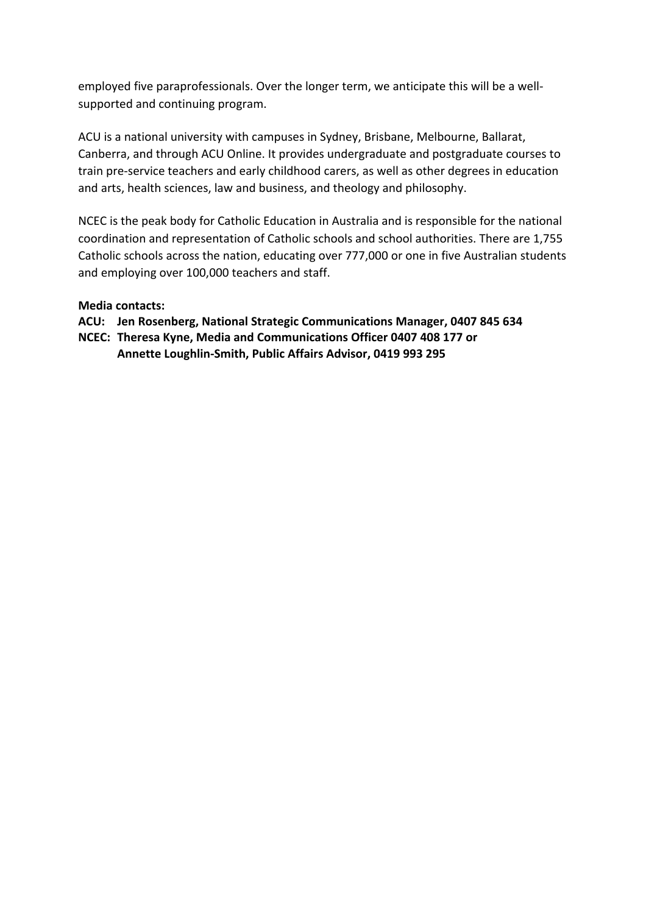employed five paraprofessionals. Over the longer term, we anticipate this will be a well-supported and continuing program.

ACU is a national university with campuses in Sydney, Brisbane, Melbourne, Ballarat, Canberra, and through ACU Online. It provides undergraduate and postgraduate courses to train pre-service teachers and early childhood carers, as well as other degrees in education and arts, health sciences, law and business, and theology and philosophy.

NCEC is the peak body for Catholic Education in Australia and is responsible for the national coordination and representation of Catholic schools and school authorities. There are 1,755 Catholic schools across the nation, educating over 777,000 or one in five Australian students and employing over 100,000 teachers and staff.

**Media contacts:**

**ACU: Jen Rosenberg, National Strategic Communications Manager, 0407 845 634**
**NCEC: Theresa Kyne, Media and Communications Officer 0407 408 177 or**
**Annette Loughlin-Smith, Public Affairs Advisor, 0419 993 295**